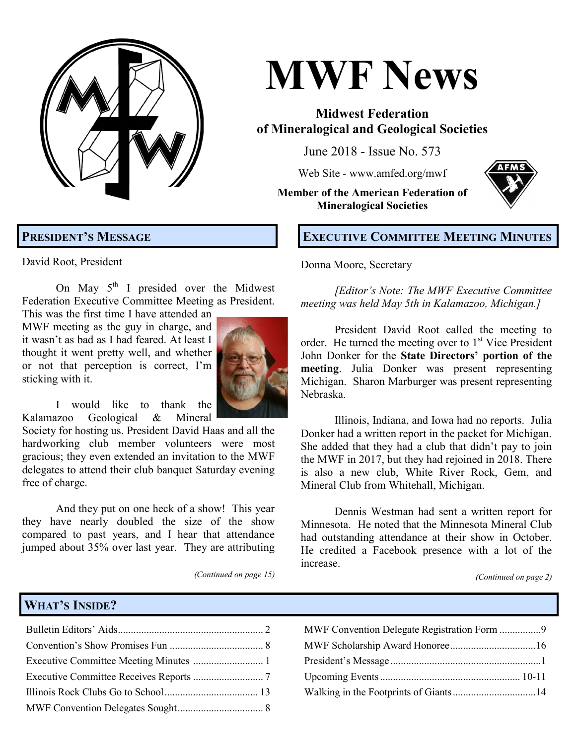# MWF News

**Midwest Federation of Mineralogical and Geological Societies**

June 2018 - Issue No. 573

Web Site - www.amfed.org/mwf

**Member of the American Federation of Mineralogical Societies**

## President's Message

David Root, President

On May 5th I presided over the Midwest Federation Executive Committee Meeting as President. This was the first time I have attended an MWF meeting as the guy in charge, and it wasn't as bad as I had feared. At least I thought it went pretty well, and whether or not that perception is correct, I'm sticking with it.

I would like to thank the Kalamazoo Geological & Mineral Society for hosting us. President David Haas and all the hardworking club member volunteers were most gracious; they even extended an invitation to the MWF delegates to attend their club banquet Saturday evening free of charge.

And they put on one heck of a show! This year they have nearly doubled the size of the show compared to past years, and I hear that attendance jumped about 35% over last year. They are attributing

*(Continued on page 15)*

## Executive Committee Meeting Minutes

Donna Moore, Secretary

*[Editor's Note: The MWF Executive Committee meeting was held May 5th in Kalamazoo, Michigan.]*

President David Root called the meeting to order. He turned the meeting over to 1st Vice President John Donker for the **State Directors' portion of the meeting**. Julia Donker was present representing Michigan. Sharon Marburger was present representing Nebraska.

Illinois, Indiana, and Iowa had no reports. Julia Donker had a written report in the packet for Michigan. She added that they had a club that didn't pay to join the MWF in 2017, but they had rejoined in 2018. There is also a new club, White River Rock, Gem, and Mineral Club from Whitehall, Michigan.

Dennis Westman had sent a written report for Minnesota. He noted that the Minnesota Mineral Club had outstanding attendance at their show in October. He credited a Facebook presence with a lot of the increase.

*(Continued on page 2)*

## What's Inside?

- Bulletin Editors' Aids ........ 2
- Convention's Show Promises Fun ........ 8
- Executive Committee Meeting Minutes ........ 1
- Executive Committee Receives Reports ........ 7
- Illinois Rock Clubs Go to School ........ 13
- MWF Convention Delegates Sought ........ 8
- MWF Convention Delegate Registration Form ........ 9
- MWF Scholarship Award Honoree ........ 16
- President's Message ........ 1
- Upcoming Events ........ 10-11
- Walking in the Footprints of Giants ........ 14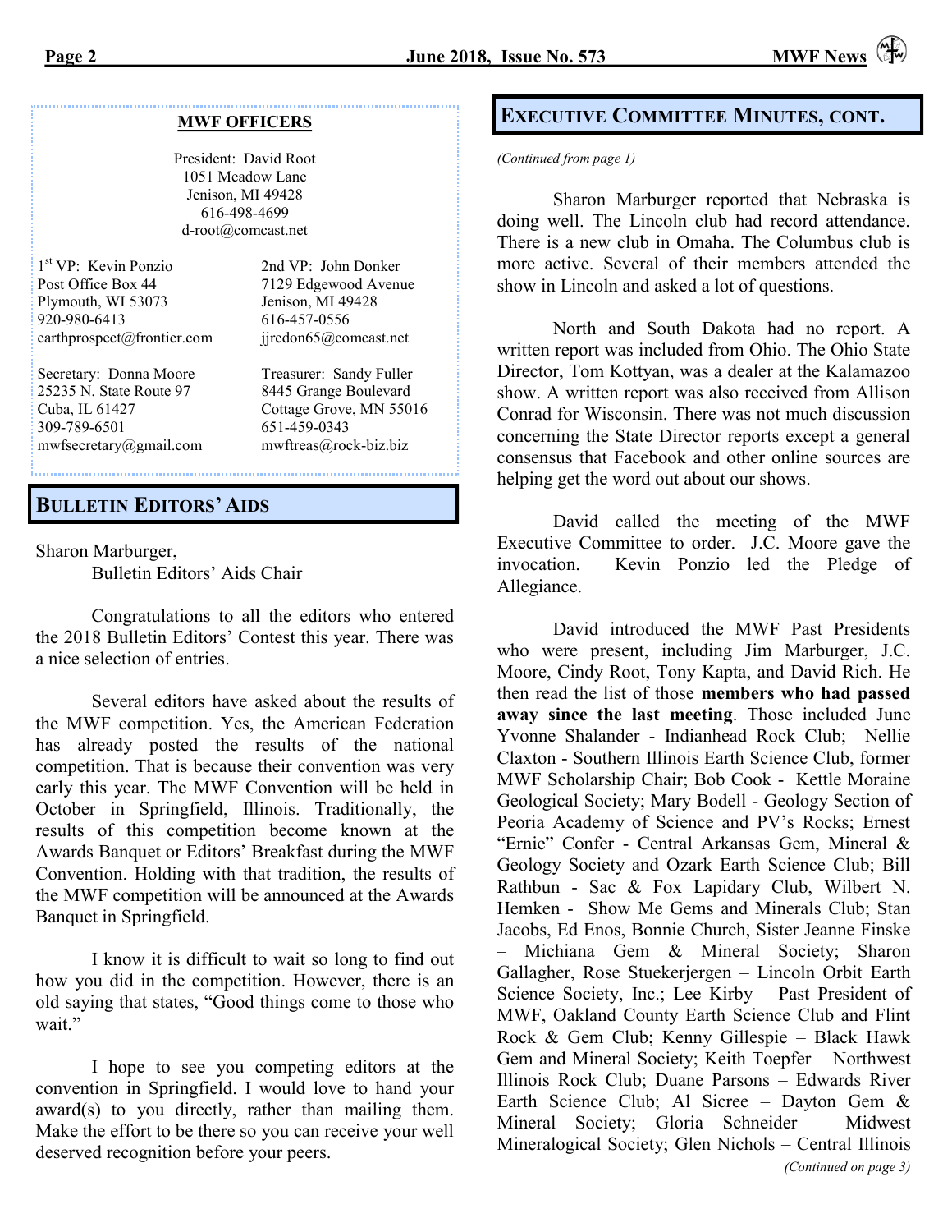## MWF OFFICERS

President: David Root
1051 Meadow Lane
Jenison, MI 49428
616-498-4699
d-root@comcast.net

1st VP: Kevin Ponzio
Post Office Box 44
Plymouth, WI 53073
920-980-6413
earthprospect@frontier.com

2nd VP: John Donker
7129 Edgewood Avenue
Jenison, MI 49428
616-457-0556
jjredon65@comcast.net

Secretary: Donna Moore
25235 N. State Route 97
Cuba, IL 61427
309-789-6501
mwfsecretary@gmail.com

Treasurer: Sandy Fuller
8445 Grange Boulevard
Cottage Grove, MN 55016
651-459-0343
mwftreas@rock-biz.biz

## BULLETIN EDITORS' AIDS

Sharon Marburger,
Bulletin Editors' Aids Chair

Congratulations to all the editors who entered the 2018 Bulletin Editors' Contest this year. There was a nice selection of entries.

Several editors have asked about the results of the MWF competition. Yes, the American Federation has already posted the results of the national competition. That is because their convention was very early this year. The MWF Convention will be held in October in Springfield, Illinois. Traditionally, the results of this competition become known at the Awards Banquet or Editors' Breakfast during the MWF Convention. Holding with that tradition, the results of the MWF competition will be announced at the Awards Banquet in Springfield.

I know it is difficult to wait so long to find out how you did in the competition. However, there is an old saying that states, "Good things come to those who wait."

I hope to see you competing editors at the convention in Springfield. I would love to hand your award(s) to you directly, rather than mailing them. Make the effort to be there so you can receive your well deserved recognition before your peers.

## EXECUTIVE COMMITTEE MINUTES, CONT.

*(Continued from page 1)*

Sharon Marburger reported that Nebraska is doing well. The Lincoln club had record attendance. There is a new club in Omaha. The Columbus club is more active. Several of their members attended the show in Lincoln and asked a lot of questions.

North and South Dakota had no report. A written report was included from Ohio. The Ohio State Director, Tom Kottyan, was a dealer at the Kalamazoo show. A written report was also received from Allison Conrad for Wisconsin. There was not much discussion concerning the State Director reports except a general consensus that Facebook and other online sources are helping get the word out about our shows.

David called the meeting of the MWF Executive Committee to order. J.C. Moore gave the invocation. Kevin Ponzio led the Pledge of Allegiance.

David introduced the MWF Past Presidents who were present, including Jim Marburger, J.C. Moore, Cindy Root, Tony Kapta, and David Rich. He then read the list of those **members who had passed away since the last meeting**. Those included June Yvonne Shalander - Indianhead Rock Club; Nellie Claxton - Southern Illinois Earth Science Club, former MWF Scholarship Chair; Bob Cook - Kettle Moraine Geological Society; Mary Bodell - Geology Section of Peoria Academy of Science and PV's Rocks; Ernest "Ernie" Confer - Central Arkansas Gem, Mineral & Geology Society and Ozark Earth Science Club; Bill Rathbun - Sac & Fox Lapidary Club, Wilbert N. Hemken - Show Me Gems and Minerals Club; Stan Jacobs, Ed Enos, Bonnie Church, Sister Jeanne Finske – Michiana Gem & Mineral Society; Sharon Gallagher, Rose Stuekerjergen – Lincoln Orbit Earth Science Society, Inc.; Lee Kirby – Past President of MWF, Oakland County Earth Science Club and Flint Rock & Gem Club; Kenny Gillespie – Black Hawk Gem and Mineral Society; Keith Toepfer – Northwest Illinois Rock Club; Duane Parsons – Edwards River Earth Science Club; Al Sicree – Dayton Gem & Mineral Society; Gloria Schneider – Midwest Mineralogical Society; Glen Nichols – Central Illinois

*(Continued on page 3)*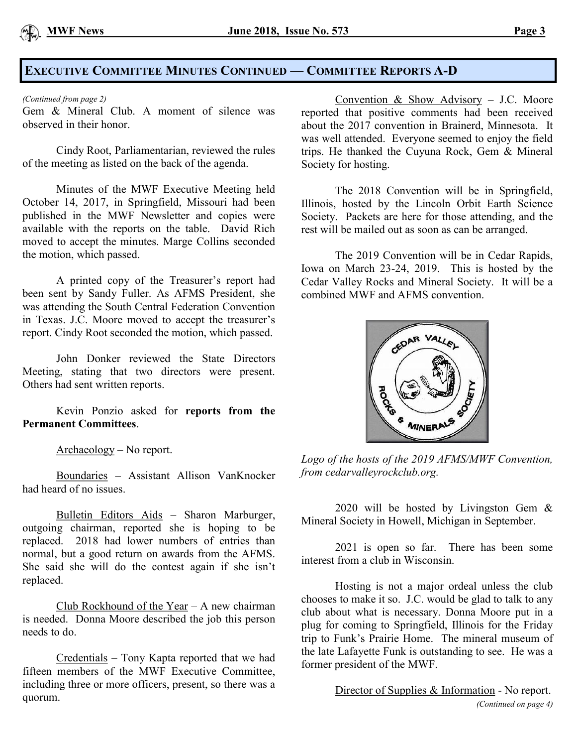## EXECUTIVE COMMITTEE MINUTES CONTINUED — COMMITTEE REPORTS A-D

*(Continued from page 2)*

Gem & Mineral Club. A moment of silence was observed in their honor.

Cindy Root, Parliamentarian, reviewed the rules of the meeting as listed on the back of the agenda.

Minutes of the MWF Executive Meeting held October 14, 2017, in Springfield, Missouri had been published in the MWF Newsletter and copies were available with the reports on the table. David Rich moved to accept the minutes. Marge Collins seconded the motion, which passed.

A printed copy of the Treasurer's report had been sent by Sandy Fuller. As AFMS President, she was attending the South Central Federation Convention in Texas. J.C. Moore moved to accept the treasurer's report. Cindy Root seconded the motion, which passed.

John Donker reviewed the State Directors Meeting, stating that two directors were present. Others had sent written reports.

Kevin Ponzio asked for **reports from the Permanent Committees**.

Archaeology – No report.

Boundaries – Assistant Allison VanKnocker had heard of no issues.

Bulletin Editors Aids – Sharon Marburger, outgoing chairman, reported she is hoping to be replaced. 2018 had lower numbers of entries than normal, but a good return on awards from the AFMS. She said she will do the contest again if she isn't replaced.

Club Rockhound of the Year – A new chairman is needed. Donna Moore described the job this person needs to do.

Credentials – Tony Kapta reported that we had fifteen members of the MWF Executive Committee, including three or more officers, present, so there was a quorum.

Convention & Show Advisory – J.C. Moore reported that positive comments had been received about the 2017 convention in Brainerd, Minnesota. It was well attended. Everyone seemed to enjoy the field trips. He thanked the Cuyuna Rock, Gem & Mineral Society for hosting.

The 2018 Convention will be in Springfield, Illinois, hosted by the Lincoln Orbit Earth Science Society. Packets are here for those attending, and the rest will be mailed out as soon as can be arranged.

The 2019 Convention will be in Cedar Rapids, Iowa on March 23-24, 2019. This is hosted by the Cedar Valley Rocks and Mineral Society. It will be a combined MWF and AFMS convention.

*Logo of the hosts of the 2019 AFMS/MWF Convention, from cedarvalleyrockclub.org.*

2020 will be hosted by Livingston Gem & Mineral Society in Howell, Michigan in September.

2021 is open so far. There has been some interest from a club in Wisconsin.

Hosting is not a major ordeal unless the club chooses to make it so. J.C. would be glad to talk to any club about what is necessary. Donna Moore put in a plug for coming to Springfield, Illinois for the Friday trip to Funk's Prairie Home. The mineral museum of the late Lafayette Funk is outstanding to see. He was a former president of the MWF.

Director of Supplies & Information - No report.

*(Continued on page 4)*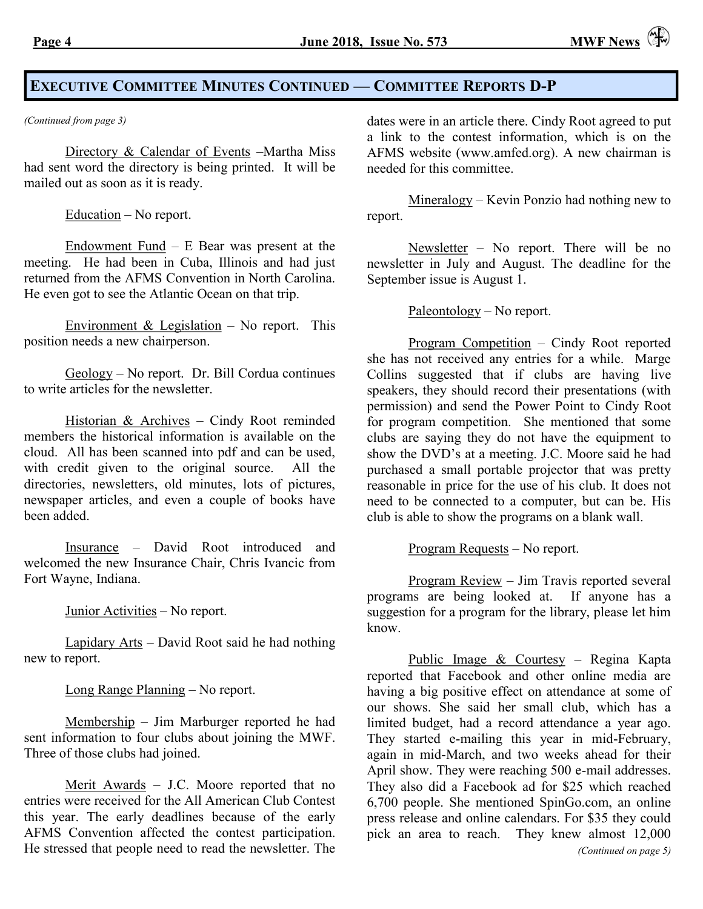## Executive Committee Minutes Continued — Committee Reports D-P

*(Continued from page 3)*

Directory & Calendar of Events –Martha Miss had sent word the directory is being printed. It will be mailed out as soon as it is ready.

Education – No report.

Endowment Fund – E Bear was present at the meeting. He had been in Cuba, Illinois and had just returned from the AFMS Convention in North Carolina. He even got to see the Atlantic Ocean on that trip.

Environment & Legislation – No report. This position needs a new chairperson.

Geology – No report. Dr. Bill Cordua continues to write articles for the newsletter.

Historian & Archives – Cindy Root reminded members the historical information is available on the cloud. All has been scanned into pdf and can be used, with credit given to the original source. All the directories, newsletters, old minutes, lots of pictures, newspaper articles, and even a couple of books have been added.

Insurance – David Root introduced and welcomed the new Insurance Chair, Chris Ivancic from Fort Wayne, Indiana.

Junior Activities – No report.

Lapidary Arts – David Root said he had nothing new to report.

Long Range Planning – No report.

Membership – Jim Marburger reported he had sent information to four clubs about joining the MWF. Three of those clubs had joined.

Merit Awards – J.C. Moore reported that no entries were received for the All American Club Contest this year. The early deadlines because of the early AFMS Convention affected the contest participation. He stressed that people need to read the newsletter. The dates were in an article there. Cindy Root agreed to put a link to the contest information, which is on the AFMS website (www.amfed.org). A new chairman is needed for this committee.

Mineralogy – Kevin Ponzio had nothing new to report.

Newsletter – No report. There will be no newsletter in July and August. The deadline for the September issue is August 1.

Paleontology – No report.

Program Competition – Cindy Root reported she has not received any entries for a while. Marge Collins suggested that if clubs are having live speakers, they should record their presentations (with permission) and send the Power Point to Cindy Root for program competition. She mentioned that some clubs are saying they do not have the equipment to show the DVD's at a meeting. J.C. Moore said he had purchased a small portable projector that was pretty reasonable in price for the use of his club. It does not need to be connected to a computer, but can be. His club is able to show the programs on a blank wall.

Program Requests – No report.

Program Review – Jim Travis reported several programs are being looked at. If anyone has a suggestion for a program for the library, please let him know.

Public Image & Courtesy – Regina Kapta reported that Facebook and other online media are having a big positive effect on attendance at some of our shows. She said her small club, which has a limited budget, had a record attendance a year ago. They started e-mailing this year in mid-February, again in mid-March, and two weeks ahead for their April show. They were reaching 500 e-mail addresses. They also did a Facebook ad for $25 which reached 6,700 people. She mentioned SpinGo.com, an online press release and online calendars. For $35 they could pick an area to reach. They knew almost 12,000

*(Continued on page 5)*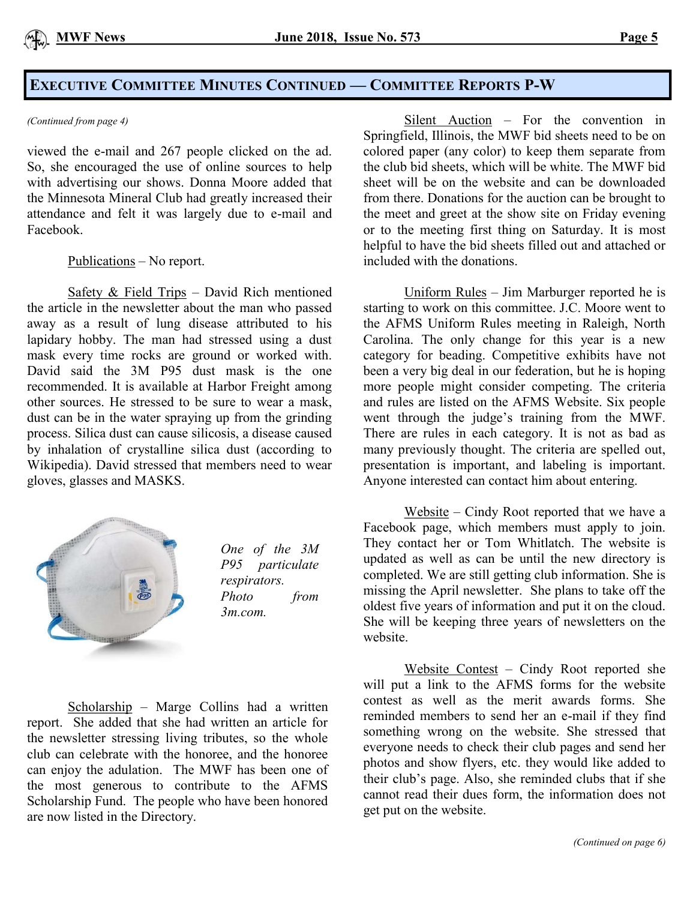## Executive Committee Minutes Continued — Committee Reports P-W

*(Continued from page 4)*

viewed the e-mail and 267 people clicked on the ad. So, she encouraged the use of online sources to help with advertising our shows. Donna Moore added that the Minnesota Mineral Club had greatly increased their attendance and felt it was largely due to e-mail and Facebook.

Publications – No report.

Safety & Field Trips – David Rich mentioned the article in the newsletter about the man who passed away as a result of lung disease attributed to his lapidary hobby. The man had stressed using a dust mask every time rocks are ground or worked with. David said the 3M P95 dust mask is the one recommended. It is available at Harbor Freight among other sources. He stressed to be sure to wear a mask, dust can be in the water spraying up from the grinding process. Silica dust can cause silicosis, a disease caused by inhalation of crystalline silica dust (according to Wikipedia). David stressed that members need to wear gloves, glasses and MASKS.

*One of the 3M P95 particulate respirators. Photo from 3m.com.*

Scholarship – Marge Collins had a written report. She added that she had written an article for the newsletter stressing living tributes, so the whole club can celebrate with the honoree, and the honoree can enjoy the adulation. The MWF has been one of the most generous to contribute to the AFMS Scholarship Fund. The people who have been honored are now listed in the Directory.

Silent Auction – For the convention in Springfield, Illinois, the MWF bid sheets need to be on colored paper (any color) to keep them separate from the club bid sheets, which will be white. The MWF bid sheet will be on the website and can be downloaded from there. Donations for the auction can be brought to the meet and greet at the show site on Friday evening or to the meeting first thing on Saturday. It is most helpful to have the bid sheets filled out and attached or included with the donations.

Uniform Rules – Jim Marburger reported he is starting to work on this committee. J.C. Moore went to the AFMS Uniform Rules meeting in Raleigh, North Carolina. The only change for this year is a new category for beading. Competitive exhibits have not been a very big deal in our federation, but he is hoping more people might consider competing. The criteria and rules are listed on the AFMS Website. Six people went through the judge's training from the MWF. There are rules in each category. It is not as bad as many previously thought. The criteria are spelled out, presentation is important, and labeling is important. Anyone interested can contact him about entering.

Website – Cindy Root reported that we have a Facebook page, which members must apply to join. They contact her or Tom Whitlatch. The website is updated as well as can be until the new directory is completed. We are still getting club information. She is missing the April newsletter. She plans to take off the oldest five years of information and put it on the cloud. She will be keeping three years of newsletters on the website.

Website Contest – Cindy Root reported she will put a link to the AFMS forms for the website contest as well as the merit awards forms. She reminded members to send her an e-mail if they find something wrong on the website. She stressed that everyone needs to check their club pages and send her photos and show flyers, etc. they would like added to their club's page. Also, she reminded clubs that if she cannot read their dues form, the information does not get put on the website.

*(Continued on page 6)*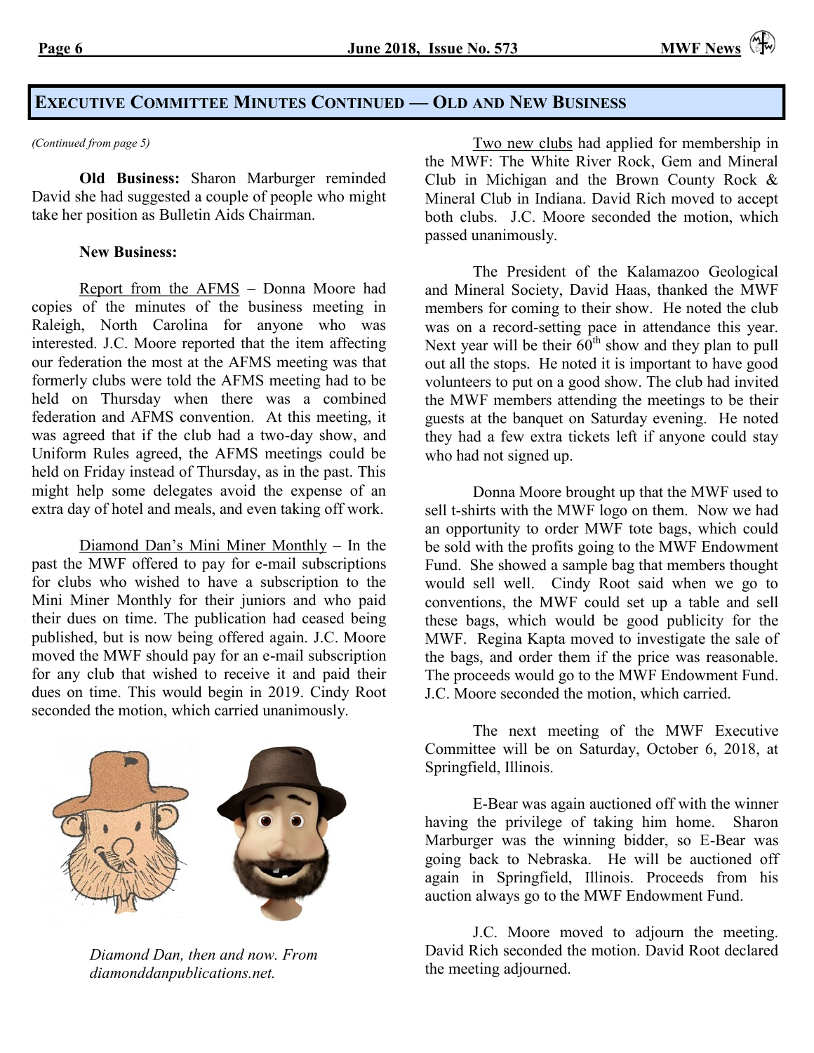## Executive Committee Minutes Continued — Old and New Business

*(Continued from page 5)*

**Old Business:** Sharon Marburger reminded David she had suggested a couple of people who might take her position as Bulletin Aids Chairman.

**New Business:**

Report from the AFMS – Donna Moore had copies of the minutes of the business meeting in Raleigh, North Carolina for anyone who was interested. J.C. Moore reported that the item affecting our federation the most at the AFMS meeting was that formerly clubs were told the AFMS meeting had to be held on Thursday when there was a combined federation and AFMS convention. At this meeting, it was agreed that if the club had a two-day show, and Uniform Rules agreed, the AFMS meetings could be held on Friday instead of Thursday, as in the past. This might help some delegates avoid the expense of an extra day of hotel and meals, and even taking off work.

Diamond Dan's Mini Miner Monthly – In the past the MWF offered to pay for e-mail subscriptions for clubs who wished to have a subscription to the Mini Miner Monthly for their juniors and who paid their dues on time. The publication had ceased being published, but is now being offered again. J.C. Moore moved the MWF should pay for an e-mail subscription for any club that wished to receive it and paid their dues on time. This would begin in 2019. Cindy Root seconded the motion, which carried unanimously.

*Diamond Dan, then and now. From diamonddanpublications.net.*

Two new clubs had applied for membership in the MWF: The White River Rock, Gem and Mineral Club in Michigan and the Brown County Rock & Mineral Club in Indiana. David Rich moved to accept both clubs. J.C. Moore seconded the motion, which passed unanimously.

The President of the Kalamazoo Geological and Mineral Society, David Haas, thanked the MWF members for coming to their show. He noted the club was on a record-setting pace in attendance this year. Next year will be their 60th show and they plan to pull out all the stops. He noted it is important to have good volunteers to put on a good show. The club had invited the MWF members attending the meetings to be their guests at the banquet on Saturday evening. He noted they had a few extra tickets left if anyone could stay who had not signed up.

Donna Moore brought up that the MWF used to sell t-shirts with the MWF logo on them. Now we had an opportunity to order MWF tote bags, which could be sold with the profits going to the MWF Endowment Fund. She showed a sample bag that members thought would sell well. Cindy Root said when we go to conventions, the MWF could set up a table and sell these bags, which would be good publicity for the MWF. Regina Kapta moved to investigate the sale of the bags, and order them if the price was reasonable. The proceeds would go to the MWF Endowment Fund. J.C. Moore seconded the motion, which carried.

The next meeting of the MWF Executive Committee will be on Saturday, October 6, 2018, at Springfield, Illinois.

E-Bear was again auctioned off with the winner having the privilege of taking him home. Sharon Marburger was the winning bidder, so E-Bear was going back to Nebraska. He will be auctioned off again in Springfield, Illinois. Proceeds from his auction always go to the MWF Endowment Fund.

J.C. Moore moved to adjourn the meeting. David Rich seconded the motion. David Root declared the meeting adjourned.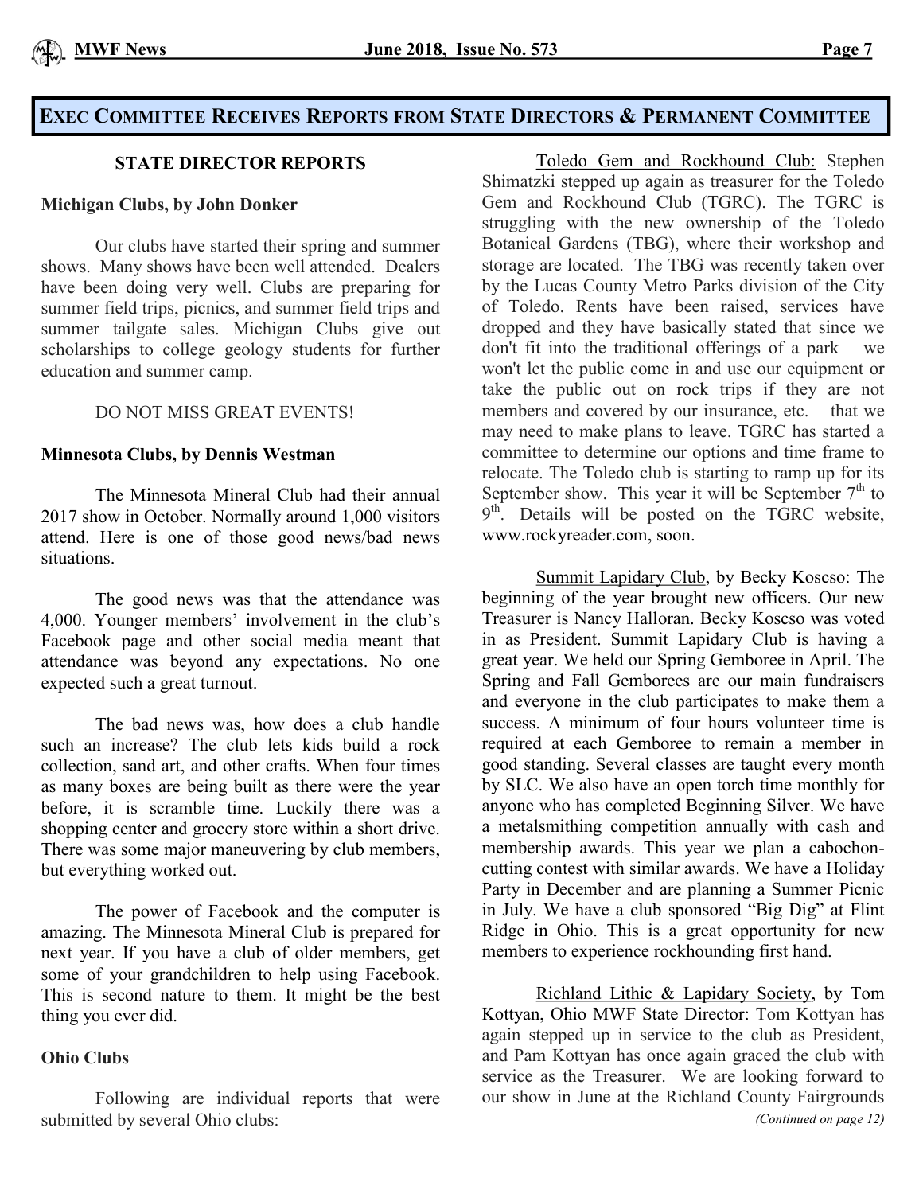## Exec Committee Receives Reports from State Directors & Permanent Committee

### STATE DIRECTOR REPORTS

**Michigan Clubs, by John Donker**

Our clubs have started their spring and summer shows. Many shows have been well attended. Dealers have been doing very well. Clubs are preparing for summer field trips, picnics, and summer field trips and summer tailgate sales. Michigan Clubs give out scholarships to college geology students for further education and summer camp.

DO NOT MISS GREAT EVENTS!

**Minnesota Clubs, by Dennis Westman**

The Minnesota Mineral Club had their annual 2017 show in October. Normally around 1,000 visitors attend. Here is one of those good news/bad news situations.

The good news was that the attendance was 4,000. Younger members' involvement in the club's Facebook page and other social media meant that attendance was beyond any expectations. No one expected such a great turnout.

The bad news was, how does a club handle such an increase? The club lets kids build a rock collection, sand art, and other crafts. When four times as many boxes are being built as there were the year before, it is scramble time. Luckily there was a shopping center and grocery store within a short drive. There was some major maneuvering by club members, but everything worked out.

The power of Facebook and the computer is amazing. The Minnesota Mineral Club is prepared for next year. If you have a club of older members, get some of your grandchildren to help using Facebook. This is second nature to them. It might be the best thing you ever did.

**Ohio Clubs**

Following are individual reports that were submitted by several Ohio clubs:

Toledo Gem and Rockhound Club: Stephen Shimatzki stepped up again as treasurer for the Toledo Gem and Rockhound Club (TGRC). The TGRC is struggling with the new ownership of the Toledo Botanical Gardens (TBG), where their workshop and storage are located. The TBG was recently taken over by the Lucas County Metro Parks division of the City of Toledo. Rents have been raised, services have dropped and they have basically stated that since we don't fit into the traditional offerings of a park – we won't let the public come in and use our equipment or take the public out on rock trips if they are not members and covered by our insurance, etc. – that we may need to make plans to leave. TGRC has started a committee to determine our options and time frame to relocate. The Toledo club is starting to ramp up for its September show. This year it will be September 7th to 9th. Details will be posted on the TGRC website, www.rockyreader.com, soon.

Summit Lapidary Club, by Becky Koscso: The beginning of the year brought new officers. Our new Treasurer is Nancy Halloran. Becky Koscso was voted in as President. Summit Lapidary Club is having a great year. We held our Spring Gemboree in April. The Spring and Fall Gemborees are our main fundraisers and everyone in the club participates to make them a success. A minimum of four hours volunteer time is required at each Gemboree to remain a member in good standing. Several classes are taught every month by SLC. We also have an open torch time monthly for anyone who has completed Beginning Silver. We have a metalsmithing competition annually with cash and membership awards. This year we plan a cabochon-cutting contest with similar awards. We have a Holiday Party in December and are planning a Summer Picnic in July. We have a club sponsored "Big Dig" at Flint Ridge in Ohio. This is a great opportunity for new members to experience rockhounding first hand.

Richland Lithic & Lapidary Society, by Tom Kottyan, Ohio MWF State Director: Tom Kottyan has again stepped up in service to the club as President, and Pam Kottyan has once again graced the club with service as the Treasurer. We are looking forward to our show in June at the Richland County Fairgrounds

*(Continued on page 12)*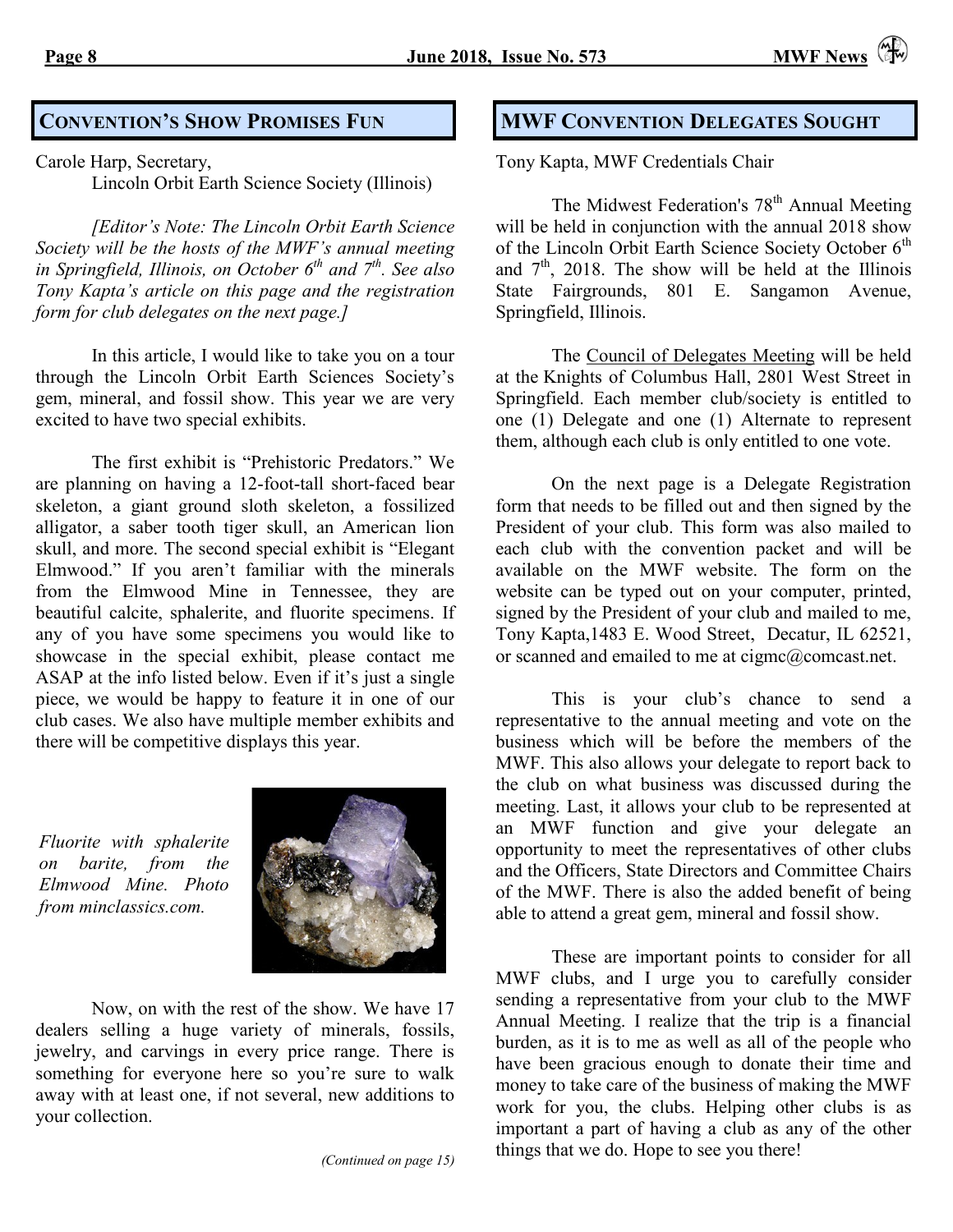## Convention's Show Promises Fun

Carole Harp, Secretary,
Lincoln Orbit Earth Science Society (Illinois)

*[Editor's Note: The Lincoln Orbit Earth Science Society will be the hosts of the MWF's annual meeting in Springfield, Illinois, on October 6th and 7th. See also Tony Kapta's article on this page and the registration form for club delegates on the next page.]*

In this article, I would like to take you on a tour through the Lincoln Orbit Earth Sciences Society's gem, mineral, and fossil show. This year we are very excited to have two special exhibits.

The first exhibit is "Prehistoric Predators." We are planning on having a 12-foot-tall short-faced bear skeleton, a giant ground sloth skeleton, a fossilized alligator, a saber tooth tiger skull, an American lion skull, and more. The second special exhibit is "Elegant Elmwood." If you aren't familiar with the minerals from the Elmwood Mine in Tennessee, they are beautiful calcite, sphalerite, and fluorite specimens. If any of you have some specimens you would like to showcase in the special exhibit, please contact me ASAP at the info listed below. Even if it's just a single piece, we would be happy to feature it in one of our club cases. We also have multiple member exhibits and there will be competitive displays this year.

*Fluorite with sphalerite on barite, from the Elmwood Mine. Photo from minclassics.com.*

Now, on with the rest of the show. We have 17 dealers selling a huge variety of minerals, fossils, jewelry, and carvings in every price range. There is something for everyone here so you're sure to walk away with at least one, if not several, new additions to your collection.

*(Continued on page 15)*

## MWF Convention Delegates Sought

Tony Kapta, MWF Credentials Chair

The Midwest Federation's 78th Annual Meeting will be held in conjunction with the annual 2018 show of the Lincoln Orbit Earth Science Society October 6th and 7th, 2018. The show will be held at the Illinois State Fairgrounds, 801 E. Sangamon Avenue, Springfield, Illinois.

The Council of Delegates Meeting will be held at the Knights of Columbus Hall, 2801 West Street in Springfield. Each member club/society is entitled to one (1) Delegate and one (1) Alternate to represent them, although each club is only entitled to one vote.

On the next page is a Delegate Registration form that needs to be filled out and then signed by the President of your club. This form was also mailed to each club with the convention packet and will be available on the MWF website. The form on the website can be typed out on your computer, printed, signed by the President of your club and mailed to me, Tony Kapta,1483 E. Wood Street, Decatur, IL 62521, or scanned and emailed to me at cigmc@comcast.net.

This is your club's chance to send a representative to the annual meeting and vote on the business which will be before the members of the MWF. This also allows your delegate to report back to the club on what business was discussed during the meeting. Last, it allows your club to be represented at an MWF function and give your delegate an opportunity to meet the representatives of other clubs and the Officers, State Directors and Committee Chairs of the MWF. There is also the added benefit of being able to attend a great gem, mineral and fossil show.

These are important points to consider for all MWF clubs, and I urge you to carefully consider sending a representative from your club to the MWF Annual Meeting. I realize that the trip is a financial burden, as it is to me as well as all of the people who have been gracious enough to donate their time and money to take care of the business of making the MWF work for you, the clubs. Helping other clubs is as important a part of having a club as any of the other things that we do. Hope to see you there!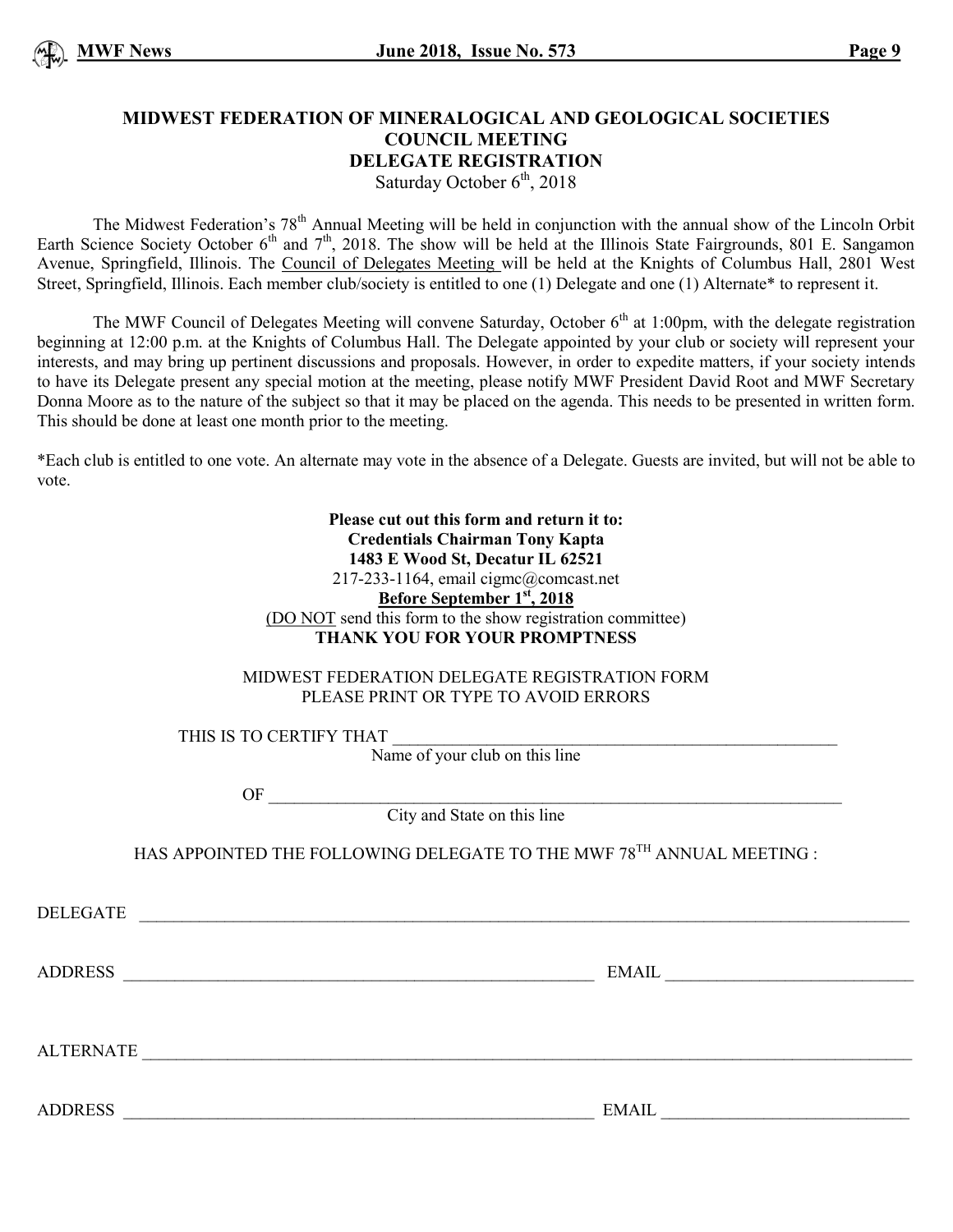# MIDWEST FEDERATION OF MINERALOGICAL AND GEOLOGICAL SOCIETIES
## COUNCIL MEETING
## DELEGATE REGISTRATION

Saturday October 6th, 2018

The Midwest Federation's 78th Annual Meeting will be held in conjunction with the annual show of the Lincoln Orbit Earth Science Society October 6th and 7th, 2018. The show will be held at the Illinois State Fairgrounds, 801 E. Sangamon Avenue, Springfield, Illinois. The Council of Delegates Meeting will be held at the Knights of Columbus Hall, 2801 West Street, Springfield, Illinois. Each member club/society is entitled to one (1) Delegate and one (1) Alternate* to represent it.

The MWF Council of Delegates Meeting will convene Saturday, October 6th at 1:00pm, with the delegate registration beginning at 12:00 p.m. at the Knights of Columbus Hall. The Delegate appointed by your club or society will represent your interests, and may bring up pertinent discussions and proposals. However, in order to expedite matters, if your society intends to have its Delegate present any special motion at the meeting, please notify MWF President David Root and MWF Secretary Donna Moore as to the nature of the subject so that it may be placed on the agenda. This needs to be presented in written form. This should be done at least one month prior to the meeting.

*Each club is entitled to one vote. An alternate may vote in the absence of a Delegate. Guests are invited, but will not be able to vote.

**Please cut out this form and return it to:**
**Credentials Chairman Tony Kapta**
**1483 E Wood St, Decatur IL 62521**
217-233-1164, email cigmc@comcast.net
**Before September 1st, 2018**
(DO NOT send this form to the show registration committee)
**THANK YOU FOR YOUR PROMPTNESS**

MIDWEST FEDERATION DELEGATE REGISTRATION FORM
PLEASE PRINT OR TYPE TO AVOID ERRORS

THIS IS TO CERTIFY THAT ______________________________________________________
Name of your club on this line

OF ______________________________________________________________________
City and State on this line

HAS APPOINTED THE FOLLOWING DELEGATE TO THE MWF 78TH ANNUAL MEETING :

DELEGATE ______________________________________________________________________

ADDRESS ________________________________________________ EMAIL ____________________________

ALTERNATE ______________________________________________________________________

ADDRESS ________________________________________________ EMAIL ____________________________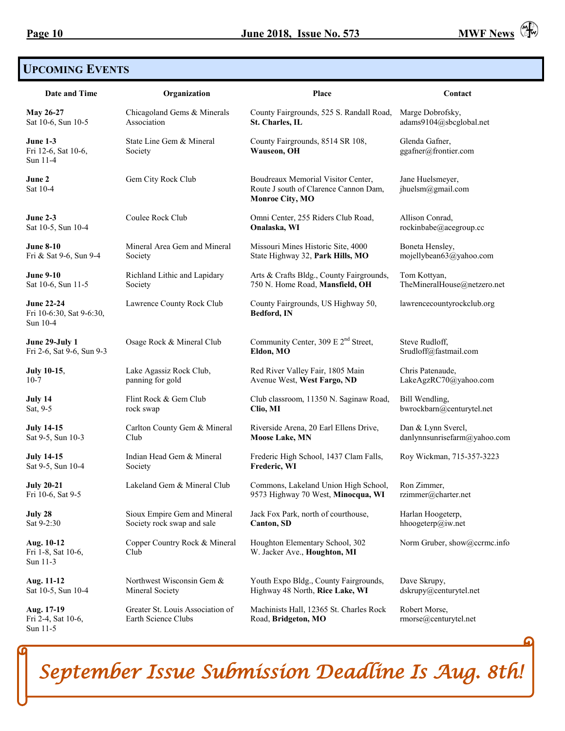## Upcoming Events

| Date and Time | Organization | Place | Contact |
|---|---|---|---|
| **May 26-27** Sat 10-6, Sun 10-5 | Chicagoland Gems & Minerals Association | County Fairgrounds, 525 S. Randall Road, **St. Charles, IL** | Marge Dobrofsky, adams9104@sbcglobal.net |
| **June 1-3** Fri 12-6, Sat 10-6, Sun 11-4 | State Line Gem & Mineral Society | County Fairgrounds, 8514 SR 108, **Wauseon, OH** | Glenda Gafner, ggafner@frontier.com |
| **June 2** Sat 10-4 | Gem City Rock Club | Boudreaux Memorial Visitor Center, Route J south of Clarence Cannon Dam, **Monroe City, MO** | Jane Huelsmeyer, jhuelsm@gmail.com |
| **June 2-3** Sat 10-5, Sun 10-4 | Coulee Rock Club | Omni Center, 255 Riders Club Road, **Onalaska, WI** | Allison Conrad, rockinbabe@acegroup.cc |
| **June 8-10** Fri & Sat 9-6, Sun 9-4 | Mineral Area Gem and Mineral Society | Missouri Mines Historic Site, 4000 State Highway 32, **Park Hills, MO** | Boneta Hensley, mojellybean63@yahoo.com |
| **June 9-10** Sat 10-6, Sun 11-5 | Richland Lithic and Lapidary Society | Arts & Crafts Bldg., County Fairgrounds, 750 N. Home Road, **Mansfield, OH** | Tom Kottyan, TheMineralHouse@netzero.net |
| **June 22-24** Fri 10-6:30, Sat 9-6:30, Sun 10-4 | Lawrence County Rock Club | County Fairgrounds, US Highway 50, **Bedford, IN** | lawrencecountyrockclub.org |
| **June 29-July 1** Fri 2-6, Sat 9-6, Sun 9-3 | Osage Rock & Mineral Club | Community Center, 309 E 2nd Street, **Eldon, MO** | Steve Rudloff, Srudloff@fastmail.com |
| **July 10-15**, 10-7 | Lake Agassiz Rock Club, panning for gold | Red River Valley Fair, 1805 Main Avenue West, **West Fargo, ND** | Chris Patenaude, LakeAgzRC70@yahoo.com |
| **July 14** Sat, 9-5 | Flint Rock & Gem Club rock swap | Club classroom, 11350 N. Saginaw Road, **Clio, MI** | Bill Wendling, bwrockbarn@centurytel.net |
| **July 14-15** Sat 9-5, Sun 10-3 | Carlton County Gem & Mineral Club | Riverside Arena, 20 Earl Ellens Drive, **Moose Lake, MN** | Dan & Lynn Svercl, danlynnsunrisefarm@yahoo.com |
| **July 14-15** Sat 9-5, Sun 10-4 | Indian Head Gem & Mineral Society | Frederic High School, 1437 Clam Falls, **Frederic, WI** | Roy Wickman, 715-357-3223 |
| **July 20-21** Fri 10-6, Sat 9-5 | Lakeland Gem & Mineral Club | Commons, Lakeland Union High School, 9573 Highway 70 West, **Minocqua, WI** | Ron Zimmer, rzimmer@charter.net |
| **July 28** Sat 9-2:30 | Sioux Empire Gem and Mineral Society rock swap and sale | Jack Fox Park, north of courthouse, **Canton, SD** | Harlan Hoogeterp, hhoogeterp@iw.net |
| **Aug. 10-12** Fri 1-8, Sat 10-6, Sun 11-3 | Copper Country Rock & Mineral Club | Houghton Elementary School, 302 W. Jacker Ave., **Houghton, MI** | Norm Gruber, show@ccrmc.info |
| **Aug. 11-12** Sat 10-5, Sun 10-4 | Northwest Wisconsin Gem & Mineral Society | Youth Expo Bldg., County Fairgrounds, Highway 48 North, **Rice Lake, WI** | Dave Skrupy, dskrupy@centurytel.net |
| **Aug. 17-19** Fri 2-4, Sat 10-6, Sun 11-5 | Greater St. Louis Association of Earth Science Clubs | Machinists Hall, 12365 St. Charles Rock Road, **Bridgeton, MO** | Robert Morse, rmorse@centurytel.net |

*September Issue Submission Deadline Is Aug. 8th!*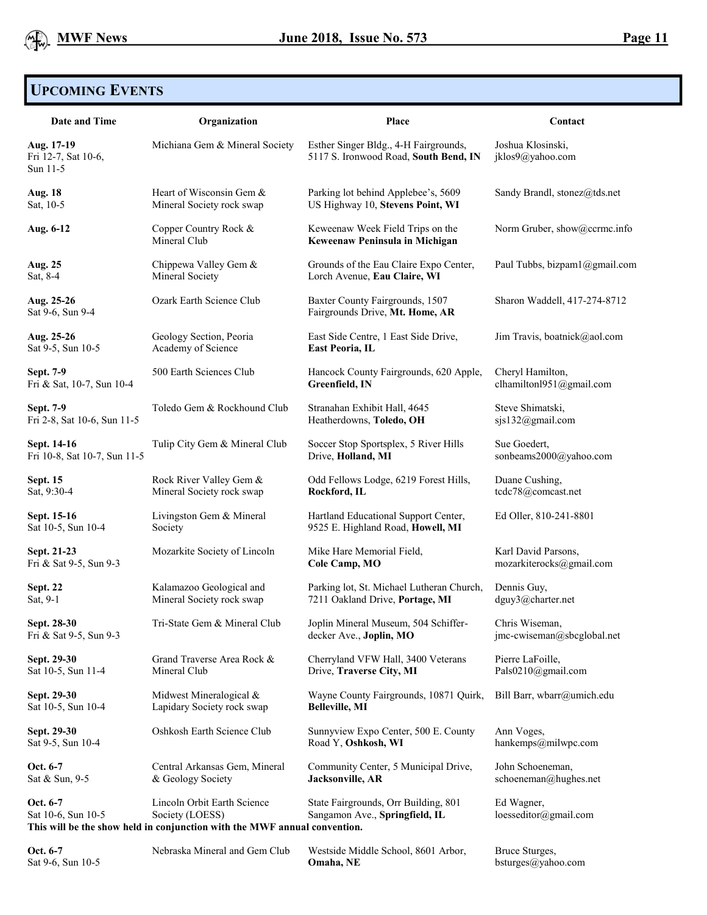## Upcoming Events

| Date and Time | Organization | Place | Contact |
|---|---|---|---|
| **Aug. 17-19** Fri 12-7, Sat 10-6, Sun 11-5 | Michiana Gem & Mineral Society | Esther Singer Bldg., 4-H Fairgrounds, 5117 S. Ironwood Road, **South Bend, IN** | Joshua Klosinski, jklos9@yahoo.com |
| **Aug. 18** Sat, 10-5 | Heart of Wisconsin Gem & Mineral Society rock swap | Parking lot behind Applebee's, 5609 US Highway 10, **Stevens Point, WI** | Sandy Brandl, stonez@tds.net |
| **Aug. 6-12** | Copper Country Rock & Mineral Club | Keweenaw Week Field Trips on the **Keweenaw Peninsula in Michigan** | Norm Gruber, show@ccrmc.info |
| **Aug. 25** Sat, 8-4 | Chippewa Valley Gem & Mineral Society | Grounds of the Eau Claire Expo Center, Lorch Avenue, **Eau Claire, WI** | Paul Tubbs, bizpam1@gmail.com |
| **Aug. 25-26** Sat 9-6, Sun 9-4 | Ozark Earth Science Club | Baxter County Fairgrounds, 1507 Fairgrounds Drive, **Mt. Home, AR** | Sharon Waddell, 417-274-8712 |
| **Aug. 25-26** Sat 9-5, Sun 10-5 | Geology Section, Peoria Academy of Science | East Side Centre, 1 East Side Drive, **East Peoria, IL** | Jim Travis, boatnick@aol.com |
| **Sept. 7-9** Fri & Sat, 10-7, Sun 10-4 | 500 Earth Sciences Club | Hancock County Fairgrounds, 620 Apple, **Greenfield, IN** | Cheryl Hamilton, clhamiltonl951@gmail.com |
| **Sept. 7-9** Fri 2-8, Sat 10-6, Sun 11-5 | Toledo Gem & Rockhound Club | Stranahan Exhibit Hall, 4645 Heatherdowns, **Toledo, OH** | Steve Shimatski, sjs132@gmail.com |
| **Sept. 14-16** Fri 10-8, Sat 10-7, Sun 11-5 | Tulip City Gem & Mineral Club | Soccer Stop Sportsplex, 5 River Hills Drive, **Holland, MI** | Sue Goedert, sonbeams2000@yahoo.com |
| **Sept. 15** Sat, 9:30-4 | Rock River Valley Gem & Mineral Society rock swap | Odd Fellows Lodge, 6219 Forest Hills, **Rockford, IL** | Duane Cushing, tcdc78@comcast.net |
| **Sept. 15-16** Sat 10-5, Sun 10-4 | Livingston Gem & Mineral Society | Hartland Educational Support Center, 9525 E. Highland Road, **Howell, MI** | Ed Oller, 810-241-8801 |
| **Sept. 21-23** Fri & Sat 9-5, Sun 9-3 | Mozarkite Society of Lincoln | Mike Hare Memorial Field, **Cole Camp, MO** | Karl David Parsons, mozarkiterocks@gmail.com |
| **Sept. 22** Sat, 9-1 | Kalamazoo Geological and Mineral Society rock swap | Parking lot, St. Michael Lutheran Church, 7211 Oakland Drive, **Portage, MI** | Dennis Guy, dguy3@charter.net |
| **Sept. 28-30** Fri & Sat 9-5, Sun 9-3 | Tri-State Gem & Mineral Club | Joplin Mineral Museum, 504 Schiffer-decker Ave., **Joplin, MO** | Chris Wiseman, jmc-cwiseman@sbcglobal.net |
| **Sept. 29-30** Sat 10-5, Sun 11-4 | Grand Traverse Area Rock & Mineral Club | Cherryland VFW Hall, 3400 Veterans Drive, **Traverse City, MI** | Pierre LaFoille, Pals0210@gmail.com |
| **Sept. 29-30** Sat 10-5, Sun 10-4 | Midwest Mineralogical & Lapidary Society rock swap | Wayne County Fairgrounds, 10871 Quirk, **Belleville, MI** | Bill Barr, wbarr@umich.edu |
| **Sept. 29-30** Sat 9-5, Sun 10-4 | Oshkosh Earth Science Club | Sunnyview Expo Center, 500 E. County Road Y, **Oshkosh, WI** | Ann Voges, hankemps@milwpc.com |
| **Oct. 6-7** Sat & Sun, 9-5 | Central Arkansas Gem, Mineral & Geology Society | Community Center, 5 Municipal Drive, **Jacksonville, AR** | John Schoeneman, schoeneman@hughes.net |
| **Oct. 6-7** Sat 10-6, Sun 10-5 | Lincoln Orbit Earth Science Society (LOESS) | State Fairgrounds, Orr Building, 801 Sangamon Ave., **Springfield, IL** | Ed Wagner, loesseditor@gmail.com |
| **This will be the show held in conjunction with the MWF annual convention.** | | | |
| **Oct. 6-7** Sat 9-6, Sun 10-5 | Nebraska Mineral and Gem Club | Westside Middle School, 8601 Arbor, **Omaha, NE** | Bruce Sturges, bsturges@yahoo.com |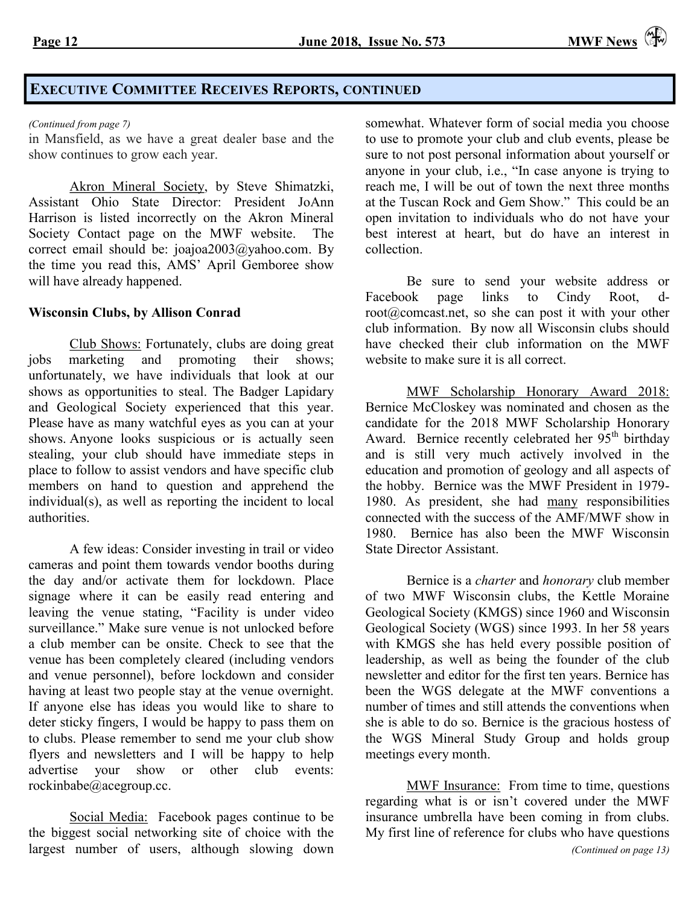## Executive Committee Receives Reports, continued

*(Continued from page 7)*

in Mansfield, as we have a great dealer base and the show continues to grow each year.

Akron Mineral Society, by Steve Shimatzki, Assistant Ohio State Director: President JoAnn Harrison is listed incorrectly on the Akron Mineral Society Contact page on the MWF website. The correct email should be: joajoa2003@yahoo.com. By the time you read this, AMS' April Gemboree show will have already happened.

**Wisconsin Clubs, by Allison Conrad**

Club Shows: Fortunately, clubs are doing great jobs marketing and promoting their shows; unfortunately, we have individuals that look at our shows as opportunities to steal. The Badger Lapidary and Geological Society experienced that this year. Please have as many watchful eyes as you can at your shows. Anyone looks suspicious or is actually seen stealing, your club should have immediate steps in place to follow to assist vendors and have specific club members on hand to question and apprehend the individual(s), as well as reporting the incident to local authorities.

A few ideas: Consider investing in trail or video cameras and point them towards vendor booths during the day and/or activate them for lockdown. Place signage where it can be easily read entering and leaving the venue stating, "Facility is under video surveillance." Make sure venue is not unlocked before a club member can be onsite. Check to see that the venue has been completely cleared (including vendors and venue personnel), before lockdown and consider having at least two people stay at the venue overnight. If anyone else has ideas you would like to share to deter sticky fingers, I would be happy to pass them on to clubs. Please remember to send me your club show flyers and newsletters and I will be happy to help advertise your show or other club events: rockinbabe@acegroup.cc.

Social Media: Facebook pages continue to be the biggest social networking site of choice with the largest number of users, although slowing down somewhat. Whatever form of social media you choose to use to promote your club and club events, please be sure to not post personal information about yourself or anyone in your club, i.e., "In case anyone is trying to reach me, I will be out of town the next three months at the Tuscan Rock and Gem Show." This could be an open invitation to individuals who do not have your best interest at heart, but do have an interest in collection.

Be sure to send your website address or Facebook page links to Cindy Root, d-root@comcast.net, so she can post it with your other club information. By now all Wisconsin clubs should have checked their club information on the MWF website to make sure it is all correct.

MWF Scholarship Honorary Award 2018: Bernice McCloskey was nominated and chosen as the candidate for the 2018 MWF Scholarship Honorary Award. Bernice recently celebrated her 95th birthday and is still very much actively involved in the education and promotion of geology and all aspects of the hobby. Bernice was the MWF President in 1979-1980. As president, she had many responsibilities connected with the success of the AMF/MWF show in 1980. Bernice has also been the MWF Wisconsin State Director Assistant.

Bernice is a *charter* and *honorary* club member of two MWF Wisconsin clubs, the Kettle Moraine Geological Society (KMGS) since 1960 and Wisconsin Geological Society (WGS) since 1993. In her 58 years with KMGS she has held every possible position of leadership, as well as being the founder of the club newsletter and editor for the first ten years. Bernice has been the WGS delegate at the MWF conventions a number of times and still attends the conventions when she is able to do so. Bernice is the gracious hostess of the WGS Mineral Study Group and holds group meetings every month.

MWF Insurance: From time to time, questions regarding what is or isn't covered under the MWF insurance umbrella have been coming in from clubs. My first line of reference for clubs who have questions

*(Continued on page 13)*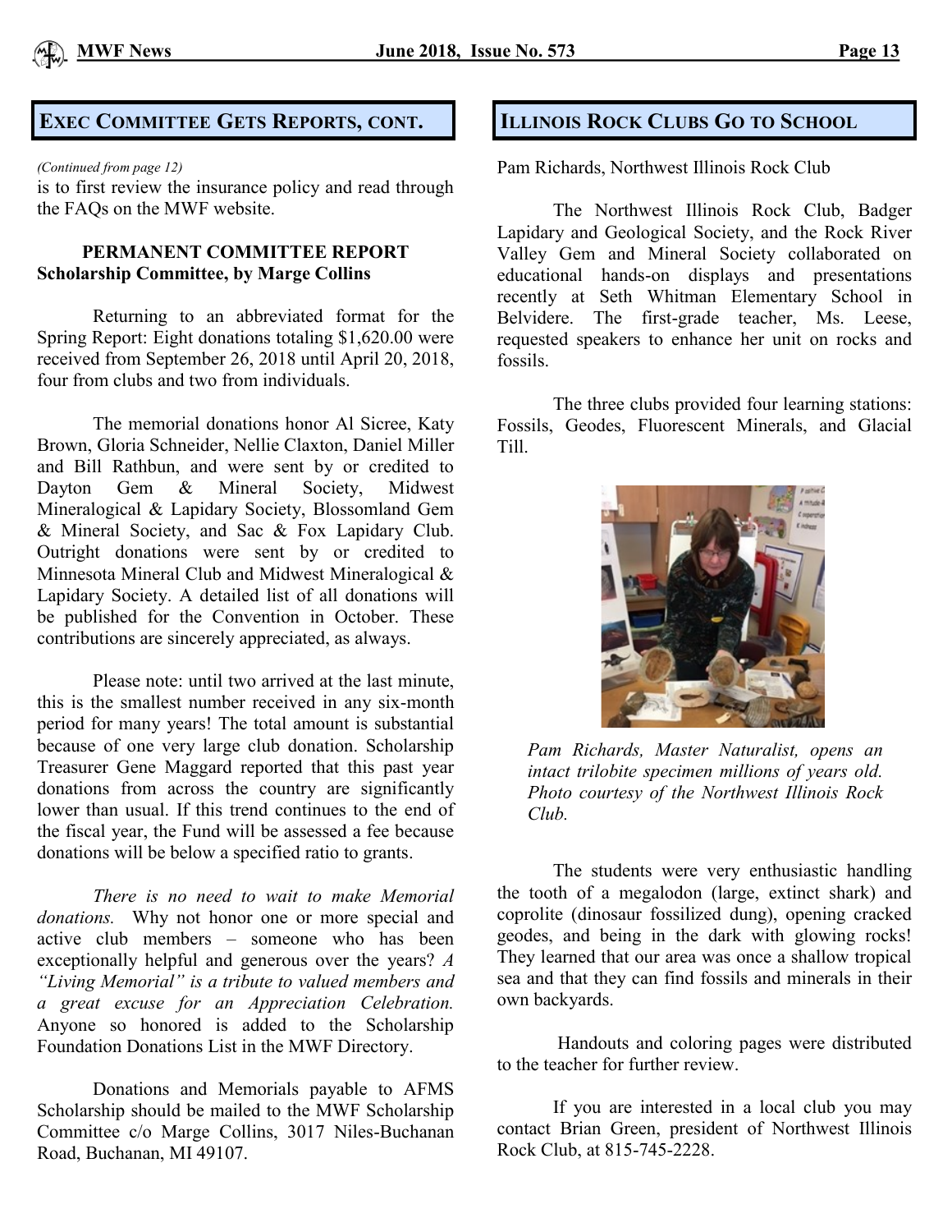## Exec Committee Gets Reports, cont.

*(Continued from page 12)*

is to first review the insurance policy and read through the FAQs on the MWF website.

**PERMANENT COMMITTEE REPORT**
**Scholarship Committee, by Marge Collins**

Returning to an abbreviated format for the Spring Report: Eight donations totaling $1,620.00 were received from September 26, 2018 until April 20, 2018, four from clubs and two from individuals.

The memorial donations honor Al Sicree, Katy Brown, Gloria Schneider, Nellie Claxton, Daniel Miller and Bill Rathbun, and were sent by or credited to Dayton Gem & Mineral Society, Midwest Mineralogical & Lapidary Society, Blossomland Gem & Mineral Society, and Sac & Fox Lapidary Club. Outright donations were sent by or credited to Minnesota Mineral Club and Midwest Mineralogical & Lapidary Society. A detailed list of all donations will be published for the Convention in October. These contributions are sincerely appreciated, as always.

Please note: until two arrived at the last minute, this is the smallest number received in any six-month period for many years! The total amount is substantial because of one very large club donation. Scholarship Treasurer Gene Maggard reported that this past year donations from across the country are significantly lower than usual. If this trend continues to the end of the fiscal year, the Fund will be assessed a fee because donations will be below a specified ratio to grants.

*There is no need to wait to make Memorial donations.* Why not honor one or more special and active club members – someone who has been exceptionally helpful and generous over the years? *A "Living Memorial" is a tribute to valued members and a great excuse for an Appreciation Celebration.* Anyone so honored is added to the Scholarship Foundation Donations List in the MWF Directory.

Donations and Memorials payable to AFMS Scholarship should be mailed to the MWF Scholarship Committee c/o Marge Collins, 3017 Niles-Buchanan Road, Buchanan, MI 49107.

## Illinois Rock Clubs Go to School

Pam Richards, Northwest Illinois Rock Club

The Northwest Illinois Rock Club, Badger Lapidary and Geological Society, and the Rock River Valley Gem and Mineral Society collaborated on educational hands-on displays and presentations recently at Seth Whitman Elementary School in Belvidere. The first-grade teacher, Ms. Leese, requested speakers to enhance her unit on rocks and fossils.

The three clubs provided four learning stations: Fossils, Geodes, Fluorescent Minerals, and Glacial Till.

*Pam Richards, Master Naturalist, opens an intact trilobite specimen millions of years old. Photo courtesy of the Northwest Illinois Rock Club.*

The students were very enthusiastic handling the tooth of a megalodon (large, extinct shark) and coprolite (dinosaur fossilized dung), opening cracked geodes, and being in the dark with glowing rocks! They learned that our area was once a shallow tropical sea and that they can find fossils and minerals in their own backyards.

Handouts and coloring pages were distributed to the teacher for further review.

If you are interested in a local club you may contact Brian Green, president of Northwest Illinois Rock Club, at 815-745-2228.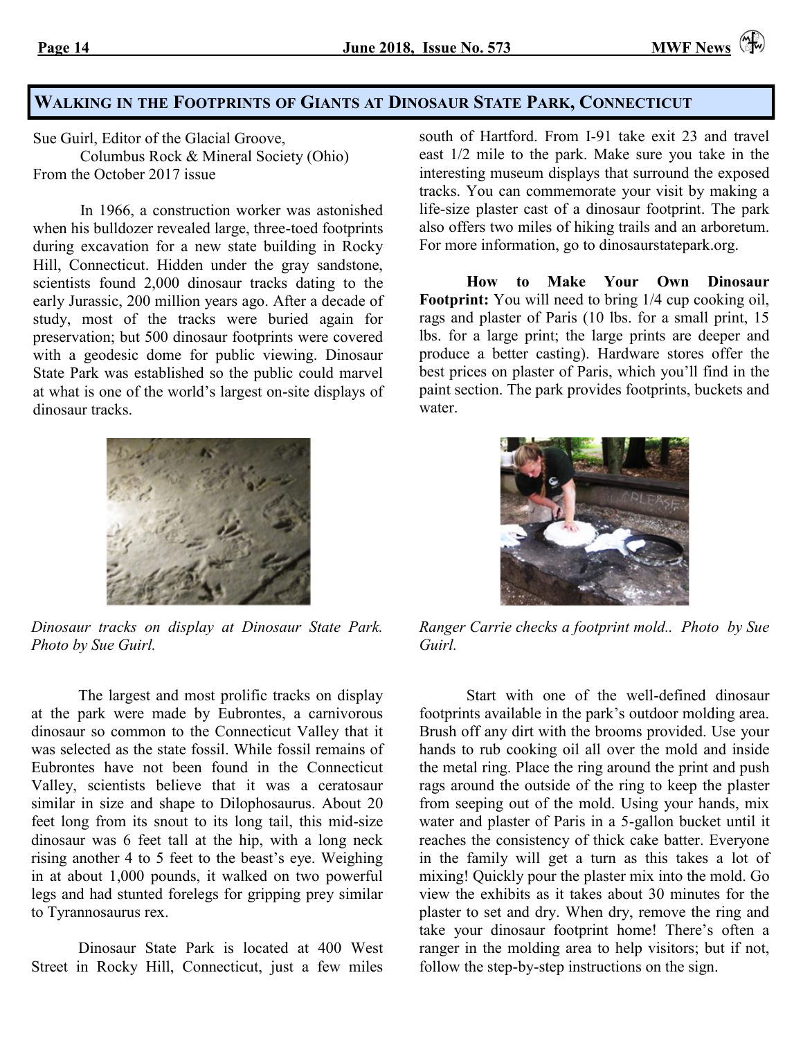## Walking in the Footprints of Giants at Dinosaur State Park, Connecticut

Sue Guirl, Editor of the Glacial Groove,
Columbus Rock & Mineral Society (Ohio)
From the October 2017 issue

In 1966, a construction worker was astonished when his bulldozer revealed large, three-toed footprints during excavation for a new state building in Rocky Hill, Connecticut. Hidden under the gray sandstone, scientists found 2,000 dinosaur tracks dating to the early Jurassic, 200 million years ago. After a decade of study, most of the tracks were buried again for preservation; but 500 dinosaur footprints were covered with a geodesic dome for public viewing. Dinosaur State Park was established so the public could marvel at what is one of the world's largest on-site displays of dinosaur tracks.

*Dinosaur tracks on display at Dinosaur State Park. Photo by Sue Guirl.*

The largest and most prolific tracks on display at the park were made by Eubrontes, a carnivorous dinosaur so common to the Connecticut Valley that it was selected as the state fossil. While fossil remains of Eubrontes have not been found in the Connecticut Valley, scientists believe that it was a ceratosaur similar in size and shape to Dilophosaurus. About 20 feet long from its snout to its long tail, this mid-size dinosaur was 6 feet tall at the hip, with a long neck rising another 4 to 5 feet to the beast's eye. Weighing in at about 1,000 pounds, it walked on two powerful legs and had stunted forelegs for gripping prey similar to Tyrannosaurus rex.

Dinosaur State Park is located at 400 West Street in Rocky Hill, Connecticut, just a few miles south of Hartford. From I-91 take exit 23 and travel east 1/2 mile to the park. Make sure you take in the interesting museum displays that surround the exposed tracks. You can commemorate your visit by making a life-size plaster cast of a dinosaur footprint. The park also offers two miles of hiking trails and an arboretum. For more information, go to dinosaurstatepark.org.

**How to Make Your Own Dinosaur Footprint:** You will need to bring 1/4 cup cooking oil, rags and plaster of Paris (10 lbs. for a small print, 15 lbs. for a large print; the large prints are deeper and produce a better casting). Hardware stores offer the best prices on plaster of Paris, which you'll find in the paint section. The park provides footprints, buckets and water.

*Ranger Carrie checks a footprint mold.. Photo by Sue Guirl.*

Start with one of the well-defined dinosaur footprints available in the park's outdoor molding area. Brush off any dirt with the brooms provided. Use your hands to rub cooking oil all over the mold and inside the metal ring. Place the ring around the print and push rags around the outside of the ring to keep the plaster from seeping out of the mold. Using your hands, mix water and plaster of Paris in a 5-gallon bucket until it reaches the consistency of thick cake batter. Everyone in the family will get a turn as this takes a lot of mixing! Quickly pour the plaster mix into the mold. Go view the exhibits as it takes about 30 minutes for the plaster to set and dry. When dry, remove the ring and take your dinosaur footprint home! There's often a ranger in the molding area to help visitors; but if not, follow the step-by-step instructions on the sign.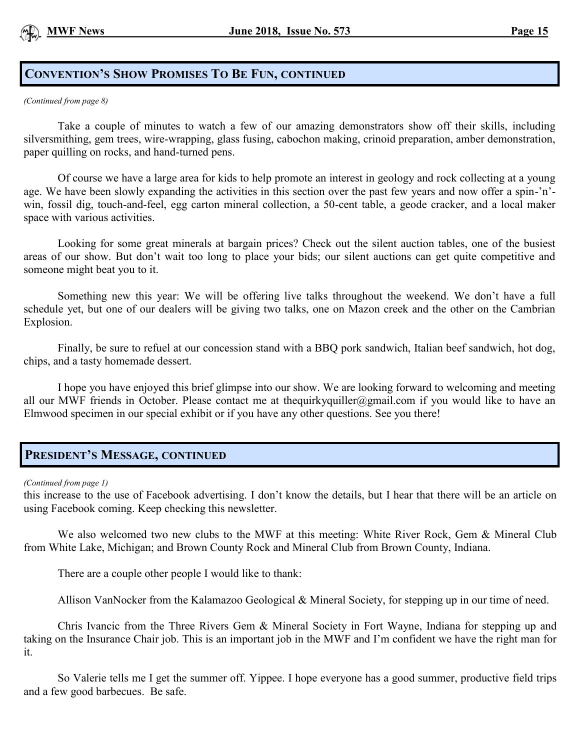## Convention's Show Promises To Be Fun, continued

*(Continued from page 8)*

Take a couple of minutes to watch a few of our amazing demonstrators show off their skills, including silversmithing, gem trees, wire-wrapping, glass fusing, cabochon making, crinoid preparation, amber demonstration, paper quilling on rocks, and hand-turned pens.

Of course we have a large area for kids to help promote an interest in geology and rock collecting at a young age. We have been slowly expanding the activities in this section over the past few years and now offer a spin-'n'-win, fossil dig, touch-and-feel, egg carton mineral collection, a 50-cent table, a geode cracker, and a local maker space with various activities.

Looking for some great minerals at bargain prices? Check out the silent auction tables, one of the busiest areas of our show. But don't wait too long to place your bids; our silent auctions can get quite competitive and someone might beat you to it.

Something new this year: We will be offering live talks throughout the weekend. We don't have a full schedule yet, but one of our dealers will be giving two talks, one on Mazon creek and the other on the Cambrian Explosion.

Finally, be sure to refuel at our concession stand with a BBQ pork sandwich, Italian beef sandwich, hot dog, chips, and a tasty homemade dessert.

I hope you have enjoyed this brief glimpse into our show. We are looking forward to welcoming and meeting all our MWF friends in October. Please contact me at thequirkyquiller@gmail.com if you would like to have an Elmwood specimen in our special exhibit or if you have any other questions. See you there!

## President's Message, continued

*(Continued from page 1)*

this increase to the use of Facebook advertising. I don't know the details, but I hear that there will be an article on using Facebook coming. Keep checking this newsletter.

We also welcomed two new clubs to the MWF at this meeting: White River Rock, Gem & Mineral Club from White Lake, Michigan; and Brown County Rock and Mineral Club from Brown County, Indiana.

There are a couple other people I would like to thank:

Allison VanNocker from the Kalamazoo Geological & Mineral Society, for stepping up in our time of need.

Chris Ivancic from the Three Rivers Gem & Mineral Society in Fort Wayne, Indiana for stepping up and taking on the Insurance Chair job. This is an important job in the MWF and I'm confident we have the right man for it.

So Valerie tells me I get the summer off. Yippee. I hope everyone has a good summer, productive field trips and a few good barbecues. Be safe.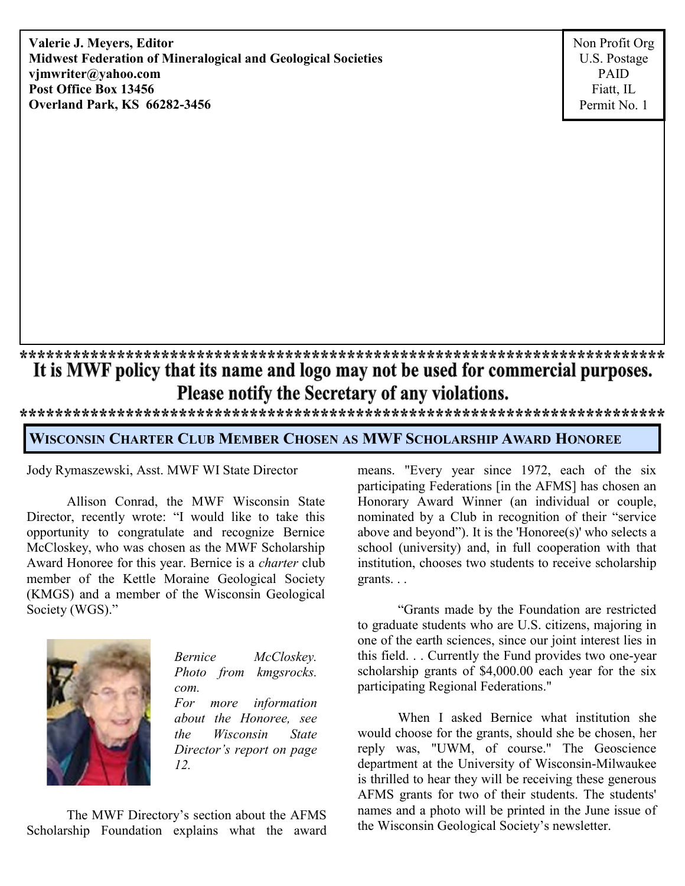**Valerie J. Meyers, Editor**
**Midwest Federation of Mineralogical and Geological Societies**
**vjmwriter@yahoo.com**
**Post Office Box 13456**
**Overland Park, KS 66282-3456**

Non Profit Org
U.S. Postage
PAID
Fiatt, IL
Permit No. 1

******************************************************************************

**It is MWF policy that its name and logo may not be used for commercial purposes. Please notify the Secretary of any violations.**

******************************************************************************

## Wisconsin Charter Club Member Chosen as MWF Scholarship Award Honoree

Jody Rymaszewski, Asst. MWF WI State Director

Allison Conrad, the MWF Wisconsin State Director, recently wrote: "I would like to take this opportunity to congratulate and recognize Bernice McCloskey, who was chosen as the MWF Scholarship Award Honoree for this year. Bernice is a *charter* club member of the Kettle Moraine Geological Society (KMGS) and a member of the Wisconsin Geological Society (WGS)."

*Bernice McCloskey. Photo from kmgsrocks.com.*
*For more information about the Honoree, see the Wisconsin State Director's report on page 12.*

The MWF Directory's section about the AFMS Scholarship Foundation explains what the award means. "Every year since 1972, each of the six participating Federations [in the AFMS] has chosen an Honorary Award Winner (an individual or couple, nominated by a Club in recognition of their "service above and beyond"). It is the 'Honoree(s)' who selects a school (university) and, in full cooperation with that institution, chooses two students to receive scholarship grants. . .

"Grants made by the Foundation are restricted to graduate students who are U.S. citizens, majoring in one of the earth sciences, since our joint interest lies in this field. . . Currently the Fund provides two one-year scholarship grants of $4,000.00 each year for the six participating Regional Federations."

When I asked Bernice what institution she would choose for the grants, should she be chosen, her reply was, "UWM, of course." The Geoscience department at the University of Wisconsin-Milwaukee is thrilled to hear they will be receiving these generous AFMS grants for two of their students. The students' names and a photo will be printed in the June issue of the Wisconsin Geological Society's newsletter.